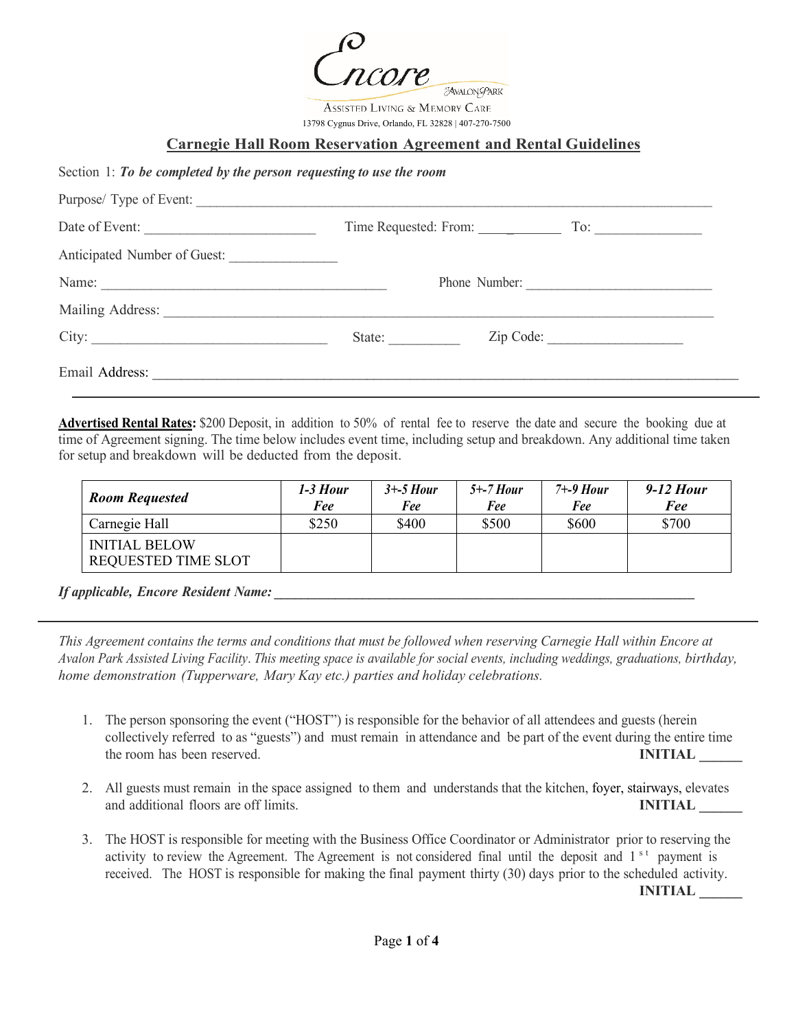Encore

Avalon Park

Assisted Living & Memory Care

13798 Cygnus Drive, Orlando, FL 32828 | 407-270-7500

## Carnegie Hall Room Reservation Agreement and Rental Guidelines

Section 1: ***To be completed by the person requesting to use the room***

Purpose/ Type of Event: ______________________________________________

Date of Event: ________________________ Time Requested: From: ____________ To: _______________

Anticipated Number of Guest: _______________

Name: ________________________________________ Phone Number: __________________________

Mailing Address: ______________________________________________

City: ________________________________ State: __________ Zip Code: ___________________

Email Address: ______________________________________________

---

**Advertised Rental Rates:** $200 Deposit, in addition to 50% of rental fee to reserve the date and secure the booking due at time of Agreement signing. The time below includes event time, including setup and breakdown. Any additional time taken for setup and breakdown will be deducted from the deposit.

| *Room Requested* | *1-3 Hour Fee* | *3+-5 Hour Fee* | *5+-7 Hour Fee* | *7+-9 Hour Fee* | *9-12 Hour Fee* |
|---|---|---|---|---|---|
| Carnegie Hall | $250 | $400 | $500 | $600 | $700 |
| INITIAL BELOW REQUESTED TIME SLOT | | | | | |

***If applicable, Encore Resident Name:*** ______________________________________________

---

*This Agreement contains the terms and conditions that must be followed when reserving Carnegie Hall within Encore at Avalon Park Assisted Living Facility. This meeting space is available for social events, including weddings, graduations, birthday, home demonstration (Tupperware, Mary Kay etc.) parties and holiday celebrations.*

1. The person sponsoring the event ("HOST") is responsible for the behavior of all attendees and guests (herein collectively referred to as "guests") and must remain in attendance and be part of the event during the entire time the room has been reserved. **INITIAL ______**

2. All guests must remain in the space assigned to them and understands that the kitchen, foyer, stairways, elevates and additional floors are off limits. **INITIAL ______**

3. The HOST is responsible for meeting with the Business Office Coordinator or Administrator prior to reserving the activity to review the Agreement. The Agreement is not considered final until the deposit and 1st payment is received. The HOST is responsible for making the final payment thirty (30) days prior to the scheduled activity. **INITIAL ______**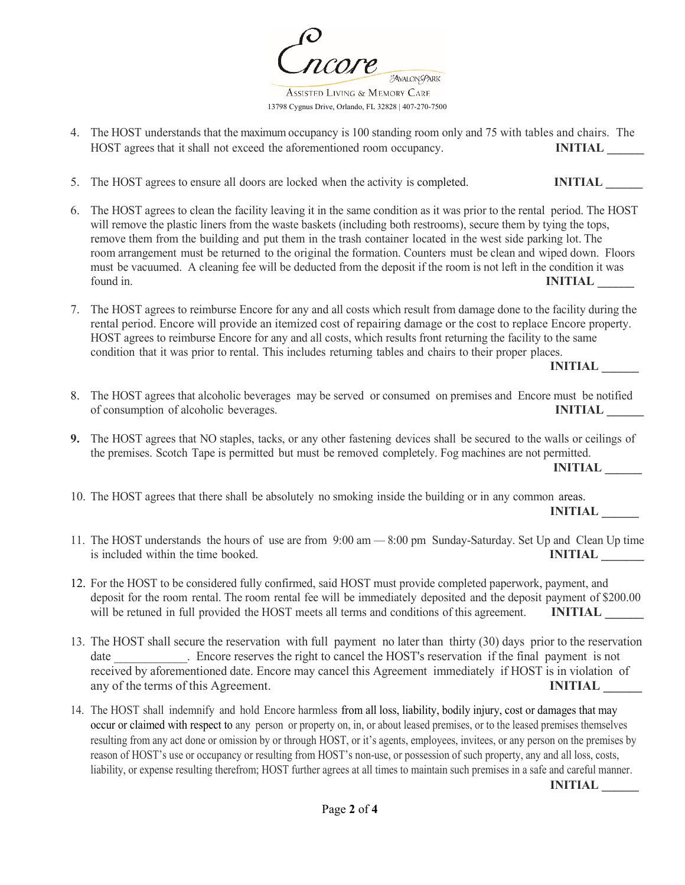Encore

Assisted Living & Memory Care

13798 Cygnus Drive, Orlando, FL 32828 | 407-270-7500

4. The HOST understands that the maximum occupancy is 100 standing room only and 75 with tables and chairs. The HOST agrees that it shall not exceed the aforementioned room occupancy. **INITIAL \_\_\_\_\_\_**

5. The HOST agrees to ensure all doors are locked when the activity is completed. **INITIAL \_\_\_\_\_\_**

6. The HOST agrees to clean the facility leaving it in the same condition as it was prior to the rental period. The HOST will remove the plastic liners from the waste baskets (including both restrooms), secure them by tying the tops, remove them from the building and put them in the trash container located in the west side parking lot. The room arrangement must be returned to the original the formation. Counters must be clean and wiped down. Floors must be vacuumed. A cleaning fee will be deducted from the deposit if the room is not left in the condition it was found in. **INITIAL \_\_\_\_\_\_**

7. The HOST agrees to reimburse Encore for any and all costs which result from damage done to the facility during the rental period. Encore will provide an itemized cost of repairing damage or the cost to replace Encore property. HOST agrees to reimburse Encore for any and all costs, which results front returning the facility to the same condition that it was prior to rental. This includes returning tables and chairs to their proper places. **INITIAL \_\_\_\_\_\_**

8. The HOST agrees that alcoholic beverages may be served or consumed on premises and Encore must be notified of consumption of alcoholic beverages. **INITIAL \_\_\_\_\_\_**

9. The HOST agrees that NO staples, tacks, or any other fastening devices shall be secured to the walls or ceilings of the premises. Scotch Tape is permitted but must be removed completely. Fog machines are not permitted. **INITIAL \_\_\_\_\_\_**

10. The HOST agrees that there shall be absolutely no smoking inside the building or in any common areas. **INITIAL \_\_\_\_\_\_**

11. The HOST understands the hours of use are from 9:00 am — 8:00 pm Sunday-Saturday. Set Up and Clean Up time is included within the time booked. **INITIAL \_\_\_\_\_\_\_**

12. For the HOST to be considered fully confirmed, said HOST must provide completed paperwork, payment, and deposit for the room rental. The room rental fee will be immediately deposited and the deposit payment of $200.00 will be retuned in full provided the HOST meets all terms and conditions of this agreement. **INITIAL \_\_\_\_\_\_**

13. The HOST shall secure the reservation with full payment no later than thirty (30) days prior to the reservation date \_\_\_\_\_\_\_\_\_\_\_\_. Encore reserves the right to cancel the HOST's reservation if the final payment is not received by aforementioned date. Encore may cancel this Agreement immediately if HOST is in violation of any of the terms of this Agreement. **INITIAL \_\_\_\_\_\_**

14. The HOST shall indemnify and hold Encore harmless from all loss, liability, bodily injury, cost or damages that may occur or claimed with respect to any person or property on, in, or about leased premises, or to the leased premises themselves resulting from any act done or omission by or through HOST, or it's agents, employees, invitees, or any person on the premises by reason of HOST's use or occupancy or resulting from HOST's non-use, or possession of such property, any and all loss, costs, liability, or expense resulting therefrom; HOST further agrees at all times to maintain such premises in a safe and careful manner. **INITIAL \_\_\_\_\_\_**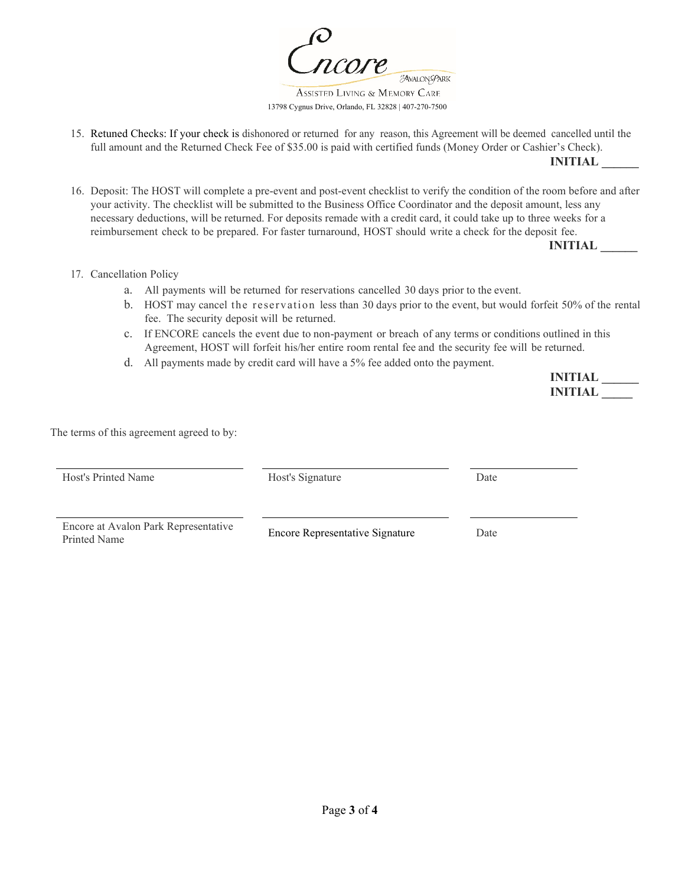Encore at Avalon Park

Assisted Living & Memory Care

13798 Cygnus Drive, Orlando, FL 32828 | 407-270-7500

15. Retuned Checks: If your check is dishonored or returned for any reason, this Agreement will be deemed cancelled until the full amount and the Returned Check Fee of $35.00 is paid with certified funds (Money Order or Cashier's Check).

**INITIAL ______**

16. Deposit: The HOST will complete a pre-event and post-event checklist to verify the condition of the room before and after your activity. The checklist will be submitted to the Business Office Coordinator and the deposit amount, less any necessary deductions, will be returned. For deposits remade with a credit card, it could take up to three weeks for a reimbursement check to be prepared. For faster turnaround, HOST should write a check for the deposit fee.

**INITIAL ______**

17. Cancellation Policy
    a. All payments will be returned for reservations cancelled 30 days prior to the event.
    b. HOST may cancel the reservation less than 30 days prior to the event, but would forfeit 50% of the rental fee. The security deposit will be returned.
    c. If ENCORE cancels the event due to non-payment or breach of any terms or conditions outlined in this Agreement, HOST will forfeit his/her entire room rental fee and the security fee will be returned.
    d. All payments made by credit card will have a 5% fee added onto the payment.

**INITIAL ______**
**INITIAL _____**

The terms of this agreement agreed to by:

| ______________________ | ______________________ | ____________ |
|---|---|---|
| Host's Printed Name | Host's Signature | Date |
| ______________________ | ______________________ | ____________ |
| Encore at Avalon Park Representative Printed Name | Encore Representative Signature | Date |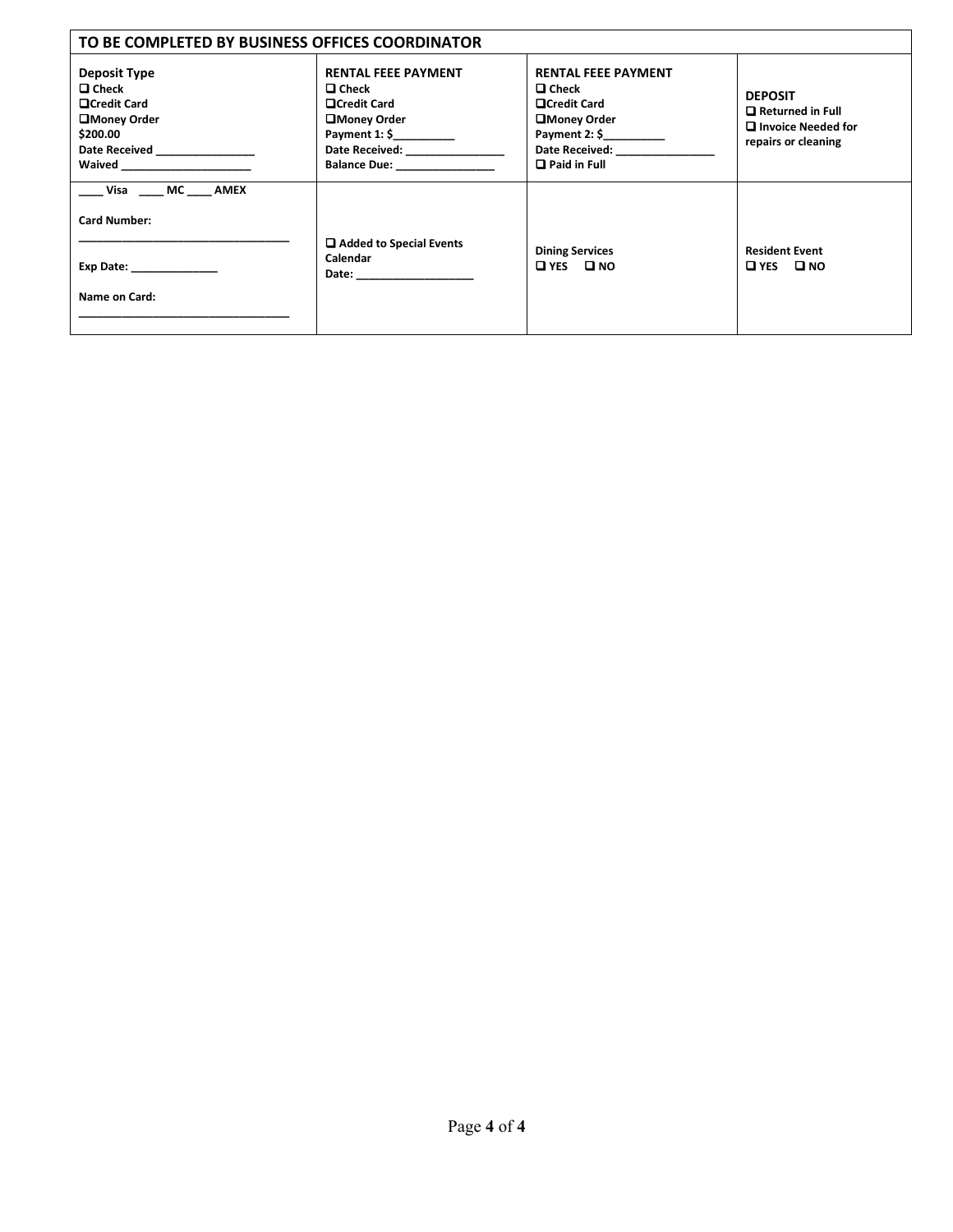| TO BE COMPLETED BY BUSINESS OFFICES COORDINATOR | | | |
|---|---|---|---|
| **Deposit Type**<br>❑ Check<br>❑Credit Card<br>❑Money Order<br>$200.00<br>Date Received ________________<br>Waived ______________________ | **RENTAL FEEE PAYMENT**<br>❑ Check<br>❑Credit Card<br>❑Money Order<br>Payment 1: $__________<br>Date Received: ________________<br>Balance Due: ________________ | **RENTAL FEEE PAYMENT**<br>❑ Check<br>❑Credit Card<br>❑Money Order<br>Payment 2: $__________<br>Date Received: ________________<br>❑ Paid in Full | **DEPOSIT**<br>❑ Returned in Full<br>❑ Invoice Needed for repairs or cleaning |
| ____ Visa ____ MC ____ AMEX<br><br>Card Number:<br>__________________________________<br><br>Exp Date: ______________<br><br>Name on Card:<br>__________________________________ | ❑ Added to Special Events Calendar<br>Date: ___________________ | **Dining Services**<br>❑ YES ❑ NO | **Resident Event**<br>❑ YES ❑ NO |